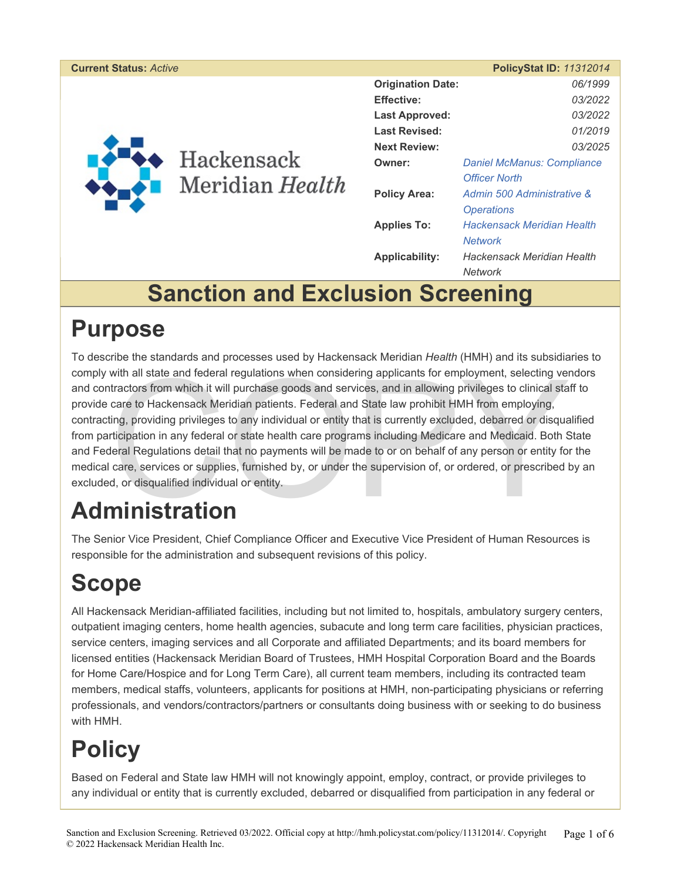| **Current Status:** *Active* | **PolicyStat ID:** *11312014* |
|---|---|
| **Origination Date:** | 06/1999 |
| **Effective:** | 03/2022 |
| **Last Approved:** | 03/2022 |
| **Last Revised:** | 01/2019 |
| **Next Review:** | 03/2025 |
| **Owner:** | *Daniel McManus: Compliance Officer North* |
| **Policy Area:** | *Admin 500 Administrative & Operations* |
| **Applies To:** | *Hackensack Meridian Health Network* |
| **Applicability:** | *Hackensack Meridian Health Network* |

# Sanction and Exclusion Screening

## Purpose

To describe the standards and processes used by Hackensack Meridian *Health* (HMH) and its subsidiaries to comply with all state and federal regulations when considering applicants for employment, selecting vendors and contractors from which it will purchase goods and services, and in allowing privileges to clinical staff to provide care to Hackensack Meridian patients. Federal and State law prohibit HMH from employing, contracting, providing privileges to any individual or entity that is currently excluded, debarred or disqualified from participation in any federal or state health care programs including Medicare and Medicaid. Both State and Federal Regulations detail that no payments will be made to or on behalf of any person or entity for the medical care, services or supplies, furnished by, or under the supervision of, or ordered, or prescribed by an excluded, or disqualified individual or entity.

## Administration

The Senior Vice President, Chief Compliance Officer and Executive Vice President of Human Resources is responsible for the administration and subsequent revisions of this policy.

## Scope

All Hackensack Meridian-affiliated facilities, including but not limited to, hospitals, ambulatory surgery centers, outpatient imaging centers, home health agencies, subacute and long term care facilities, physician practices, service centers, imaging services and all Corporate and affiliated Departments; and its board members for licensed entities (Hackensack Meridian Board of Trustees, HMH Hospital Corporation Board and the Boards for Home Care/Hospice and for Long Term Care), all current team members, including its contracted team members, medical staffs, volunteers, applicants for positions at HMH, non-participating physicians or referring professionals, and vendors/contractors/partners or consultants doing business with or seeking to do business with HMH.

## Policy

Based on Federal and State law HMH will not knowingly appoint, employ, contract, or provide privileges to any individual or entity that is currently excluded, debarred or disqualified from participation in any federal or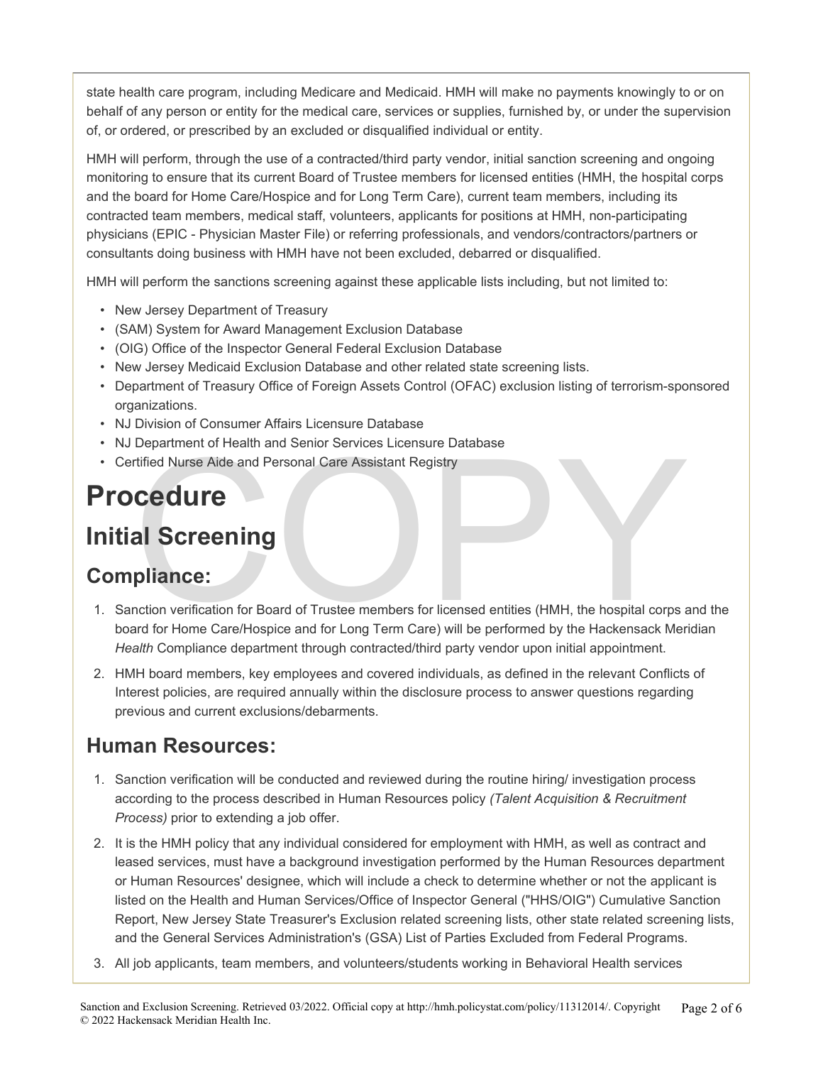state health care program, including Medicare and Medicaid. HMH will make no payments knowingly to or on behalf of any person or entity for the medical care, services or supplies, furnished by, or under the supervision of, or ordered, or prescribed by an excluded or disqualified individual or entity.

HMH will perform, through the use of a contracted/third party vendor, initial sanction screening and ongoing monitoring to ensure that its current Board of Trustee members for licensed entities (HMH, the hospital corps and the board for Home Care/Hospice and for Long Term Care), current team members, including its contracted team members, medical staff, volunteers, applicants for positions at HMH, non-participating physicians (EPIC - Physician Master File) or referring professionals, and vendors/contractors/partners or consultants doing business with HMH have not been excluded, debarred or disqualified.

HMH will perform the sanctions screening against these applicable lists including, but not limited to:

- New Jersey Department of Treasury
- (SAM) System for Award Management Exclusion Database
- (OIG) Office of the Inspector General Federal Exclusion Database
- New Jersey Medicaid Exclusion Database and other related state screening lists.
- Department of Treasury Office of Foreign Assets Control (OFAC) exclusion listing of terrorism-sponsored organizations.
- NJ Division of Consumer Affairs Licensure Database
- NJ Department of Health and Senior Services Licensure Database
- Certified Nurse Aide and Personal Care Assistant Registry

# Procedure

## Initial Screening

### Compliance:

1. Sanction verification for Board of Trustee members for licensed entities (HMH, the hospital corps and the board for Home Care/Hospice and for Long Term Care) will be performed by the Hackensack Meridian *Health* Compliance department through contracted/third party vendor upon initial appointment.
2. HMH board members, key employees and covered individuals, as defined in the relevant Conflicts of Interest policies, are required annually within the disclosure process to answer questions regarding previous and current exclusions/debarments.

### Human Resources:

1. Sanction verification will be conducted and reviewed during the routine hiring/ investigation process according to the process described in Human Resources policy *(Talent Acquisition & Recruitment Process)* prior to extending a job offer.
2. It is the HMH policy that any individual considered for employment with HMH, as well as contract and leased services, must have a background investigation performed by the Human Resources department or Human Resources' designee, which will include a check to determine whether or not the applicant is listed on the Health and Human Services/Office of Inspector General ("HHS/OIG") Cumulative Sanction Report, New Jersey State Treasurer's Exclusion related screening lists, other state related screening lists, and the General Services Administration's (GSA) List of Parties Excluded from Federal Programs.
3. All job applicants, team members, and volunteers/students working in Behavioral Health services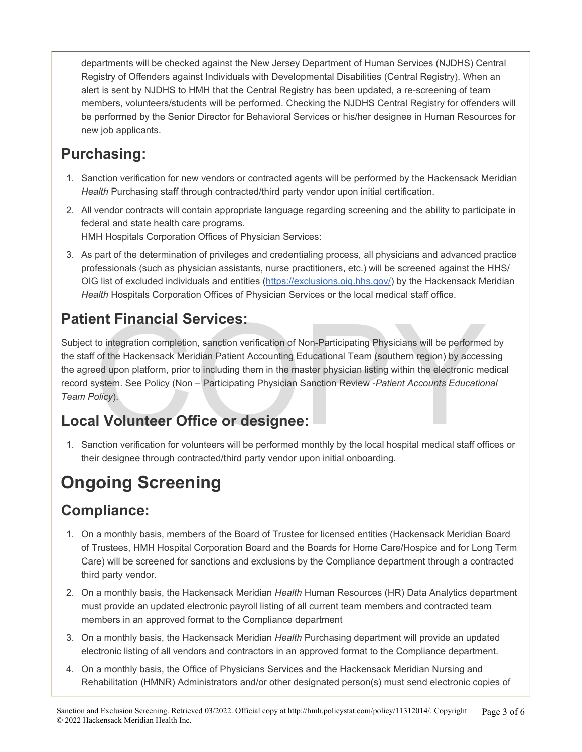departments will be checked against the New Jersey Department of Human Services (NJDHS) Central Registry of Offenders against Individuals with Developmental Disabilities (Central Registry). When an alert is sent by NJDHS to HMH that the Central Registry has been updated, a re-screening of team members, volunteers/students will be performed. Checking the NJDHS Central Registry for offenders will be performed by the Senior Director for Behavioral Services or his/her designee in Human Resources for new job applicants.

## Purchasing:

1. Sanction verification for new vendors or contracted agents will be performed by the Hackensack Meridian *Health* Purchasing staff through contracted/third party vendor upon initial certification.
2. All vendor contracts will contain appropriate language regarding screening and the ability to participate in federal and state health care programs.
   HMH Hospitals Corporation Offices of Physician Services:
3. As part of the determination of privileges and credentialing process, all physicians and advanced practice professionals (such as physician assistants, nurse practitioners, etc.) will be screened against the HHS/OIG list of excluded individuals and entities (https://exclusions.oig.hhs.gov/) by the Hackensack Meridian *Health* Hospitals Corporation Offices of Physician Services or the local medical staff office.

## Patient Financial Services:

Subject to integration completion, sanction verification of Non-Participating Physicians will be performed by the staff of the Hackensack Meridian Patient Accounting Educational Team (southern region) by accessing the agreed upon platform, prior to including them in the master physician listing within the electronic medical record system. See Policy (Non – Participating Physician Sanction Review -*Patient Accounts Educational Team Policy*).

## Local Volunteer Office or designee:

1. Sanction verification for volunteers will be performed monthly by the local hospital medical staff offices or their designee through contracted/third party vendor upon initial onboarding.

# Ongoing Screening

## Compliance:

1. On a monthly basis, members of the Board of Trustee for licensed entities (Hackensack Meridian Board of Trustees, HMH Hospital Corporation Board and the Boards for Home Care/Hospice and for Long Term Care) will be screened for sanctions and exclusions by the Compliance department through a contracted third party vendor.
2. On a monthly basis, the Hackensack Meridian *Health* Human Resources (HR) Data Analytics department must provide an updated electronic payroll listing of all current team members and contracted team members in an approved format to the Compliance department
3. On a monthly basis, the Hackensack Meridian *Health* Purchasing department will provide an updated electronic listing of all vendors and contractors in an approved format to the Compliance department.
4. On a monthly basis, the Office of Physicians Services and the Hackensack Meridian Nursing and Rehabilitation (HMNR) Administrators and/or other designated person(s) must send electronic copies of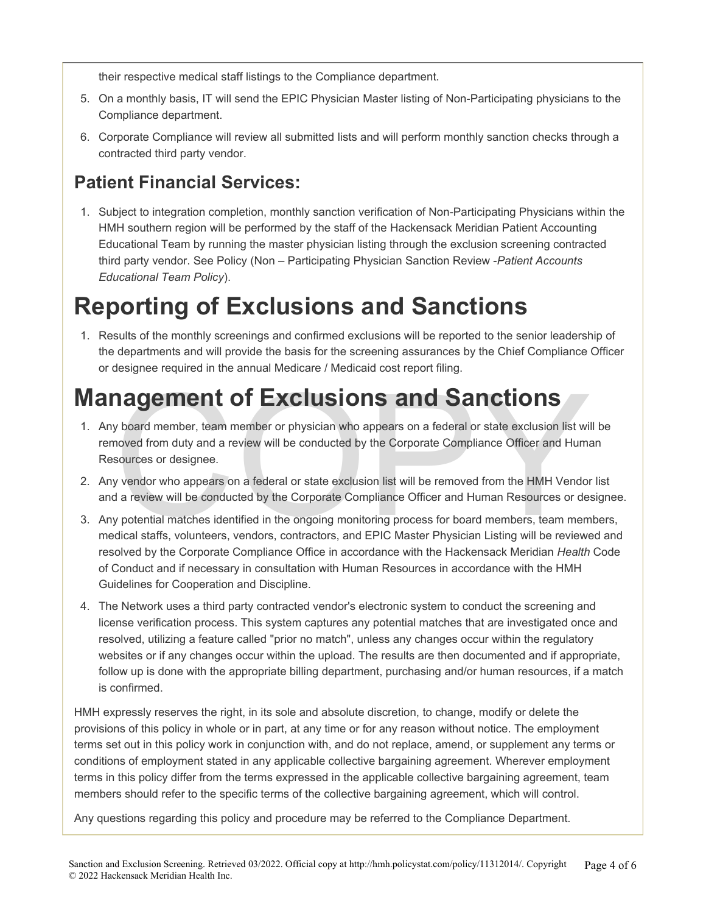their respective medical staff listings to the Compliance department.

5. On a monthly basis, IT will send the EPIC Physician Master listing of Non-Participating physicians to the Compliance department.
6. Corporate Compliance will review all submitted lists and will perform monthly sanction checks through a contracted third party vendor.

## Patient Financial Services:

1. Subject to integration completion, monthly sanction verification of Non-Participating Physicians within the HMH southern region will be performed by the staff of the Hackensack Meridian Patient Accounting Educational Team by running the master physician listing through the exclusion screening contracted third party vendor. See Policy (Non – Participating Physician Sanction Review -*Patient Accounts Educational Team Policy*).

# Reporting of Exclusions and Sanctions

1. Results of the monthly screenings and confirmed exclusions will be reported to the senior leadership of the departments and will provide the basis for the screening assurances by the Chief Compliance Officer or designee required in the annual Medicare / Medicaid cost report filing.

# Management of Exclusions and Sanctions

1. Any board member, team member or physician who appears on a federal or state exclusion list will be removed from duty and a review will be conducted by the Corporate Compliance Officer and Human Resources or designee.
2. Any vendor who appears on a federal or state exclusion list will be removed from the HMH Vendor list and a review will be conducted by the Corporate Compliance Officer and Human Resources or designee.
3. Any potential matches identified in the ongoing monitoring process for board members, team members, medical staffs, volunteers, vendors, contractors, and EPIC Master Physician Listing will be reviewed and resolved by the Corporate Compliance Office in accordance with the Hackensack Meridian *Health* Code of Conduct and if necessary in consultation with Human Resources in accordance with the HMH Guidelines for Cooperation and Discipline.
4. The Network uses a third party contracted vendor's electronic system to conduct the screening and license verification process. This system captures any potential matches that are investigated once and resolved, utilizing a feature called "prior no match", unless any changes occur within the regulatory websites or if any changes occur within the upload. The results are then documented and if appropriate, follow up is done with the appropriate billing department, purchasing and/or human resources, if a match is confirmed.

HMH expressly reserves the right, in its sole and absolute discretion, to change, modify or delete the provisions of this policy in whole or in part, at any time or for any reason without notice. The employment terms set out in this policy work in conjunction with, and do not replace, amend, or supplement any terms or conditions of employment stated in any applicable collective bargaining agreement. Wherever employment terms in this policy differ from the terms expressed in the applicable collective bargaining agreement, team members should refer to the specific terms of the collective bargaining agreement, which will control.

Any questions regarding this policy and procedure may be referred to the Compliance Department.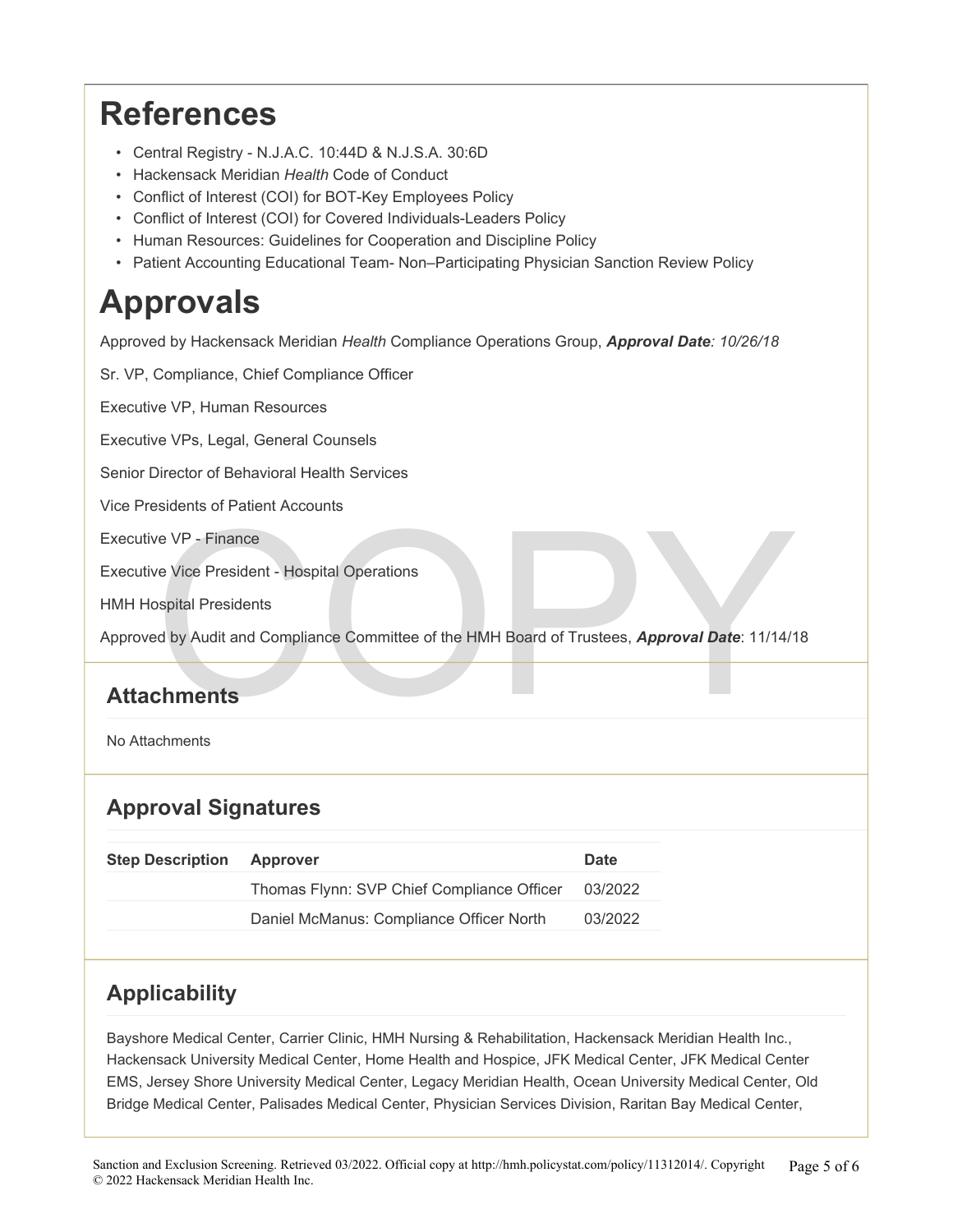# References

- Central Registry - N.J.A.C. 10:44D & N.J.S.A. 30:6D
- Hackensack Meridian *Health* Code of Conduct
- Conflict of Interest (COI) for BOT-Key Employees Policy
- Conflict of Interest (COI) for Covered Individuals-Leaders Policy
- Human Resources: Guidelines for Cooperation and Discipline Policy
- Patient Accounting Educational Team- Non–Participating Physician Sanction Review Policy

# Approvals

Approved by Hackensack Meridian *Health* Compliance Operations Group, ***Approval Date**: 10/26/18*

Sr. VP, Compliance, Chief Compliance Officer

Executive VP, Human Resources

Executive VPs, Legal, General Counsels

Senior Director of Behavioral Health Services

Vice Presidents of Patient Accounts

Executive VP - Finance

Executive Vice President - Hospital Operations

HMH Hospital Presidents

Approved by Audit and Compliance Committee of the HMH Board of Trustees, ***Approval Date***: 11/14/18

## Attachments

No Attachments

## Approval Signatures

| Step Description | Approver | Date |
| --- | --- | --- |
| | Thomas Flynn: SVP Chief Compliance Officer | 03/2022 |
| | Daniel McManus: Compliance Officer North | 03/2022 |

## Applicability

Bayshore Medical Center, Carrier Clinic, HMH Nursing & Rehabilitation, Hackensack Meridian Health Inc., Hackensack University Medical Center, Home Health and Hospice, JFK Medical Center, JFK Medical Center EMS, Jersey Shore University Medical Center, Legacy Meridian Health, Ocean University Medical Center, Old Bridge Medical Center, Palisades Medical Center, Physician Services Division, Raritan Bay Medical Center,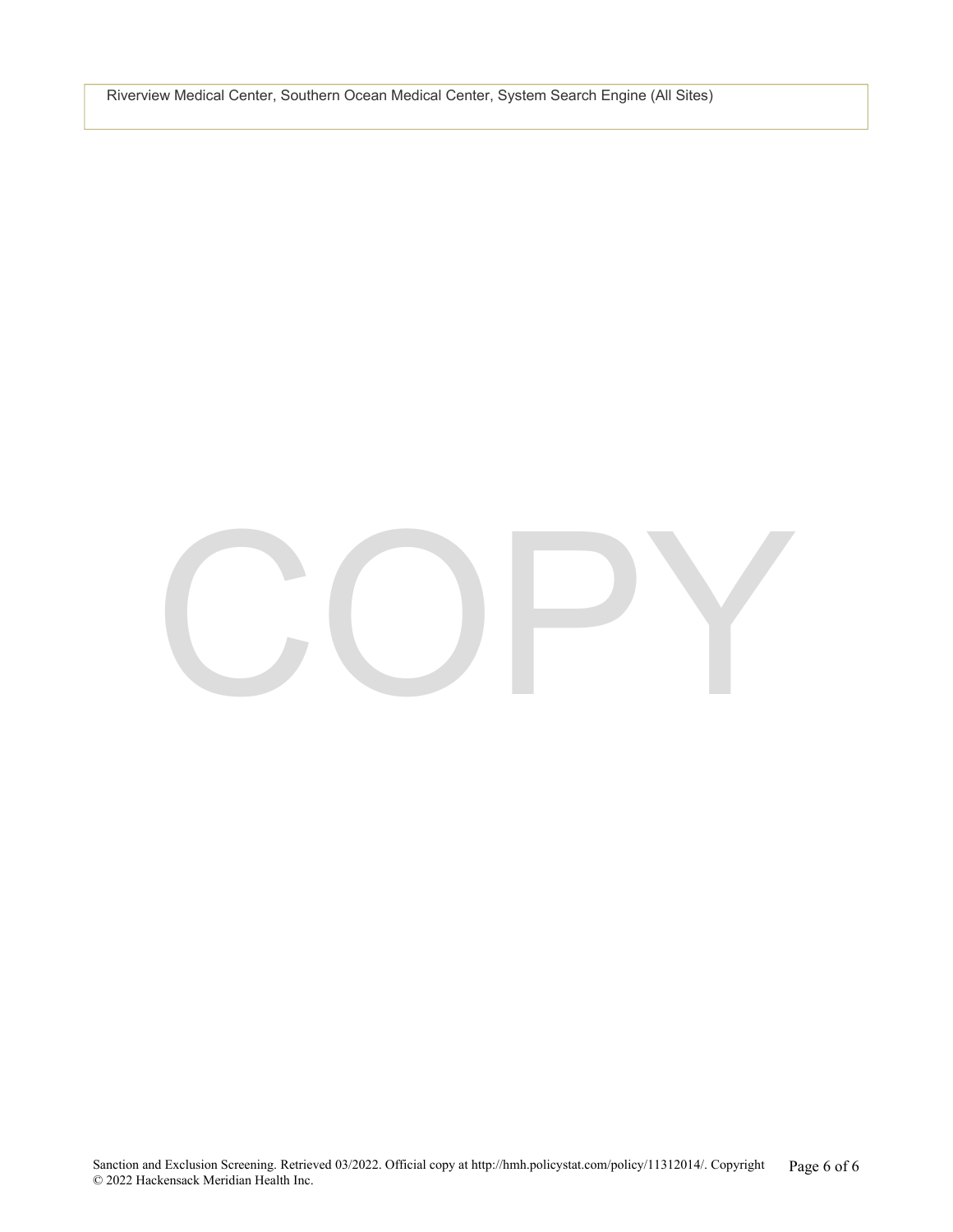Riverview Medical Center, Southern Ocean Medical Center, System Search Engine (All Sites)